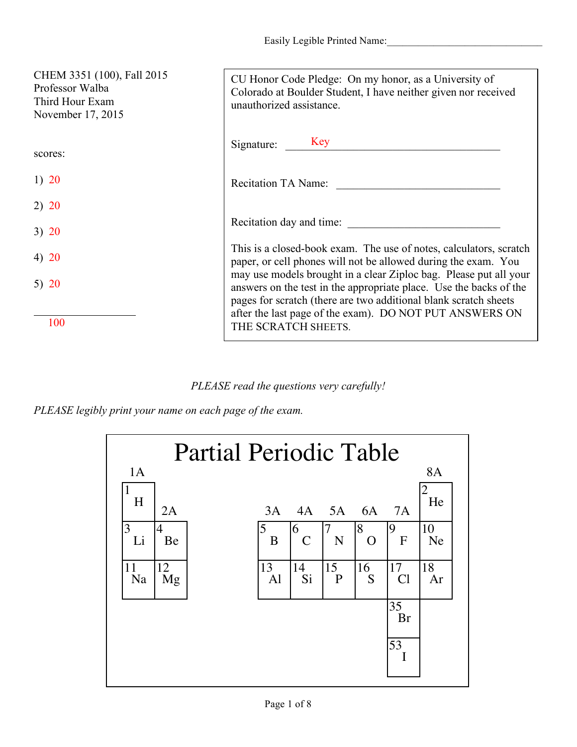Easily Legible Printed Name:______________________________

CHEM 3351 (100), Fall 2015
Professor Walba
Third Hour Exam
November 17, 2015

scores:

1) 20

2) 20

3) 20

4) 20

5) 20

______________

100

CU Honor Code Pledge: On my honor, as a University of Colorado at Boulder Student, I have neither given nor received unauthorized assistance.

Signature: Key

Recitation TA Name: ______________________________

Recitation day and time: ______________________________

This is a closed-book exam. The use of notes, calculators, scratch paper, or cell phones will not be allowed during the exam. You may use models brought in a clear Ziploc bag. Please put all your answers on the test in the appropriate place. Use the backs of the pages for scratch (there are two additional blank scratch sheets after the last page of the exam). DO NOT PUT ANSWERS ON THE SCRATCH SHEETS.

*PLEASE read the questions very carefully!*

*PLEASE legibly print your name on each page of the exam.*

## Partial Periodic Table

| 1A | 2A | 3A | 4A | 5A | 6A | 7A | 8A |
|---|---|---|---|---|---|---|---|
| 1 H | | | | | | | 2 He |
| 3 Li | 4 Be | 5 B | 6 C | 7 N | 8 O | 9 F | 10 Ne |
| 11 Na | 12 Mg | 13 Al | 14 Si | 15 P | 16 S | 17 Cl | 18 Ar |
| | | | | | | 35 Br | |
| | | | | | | 53 I | |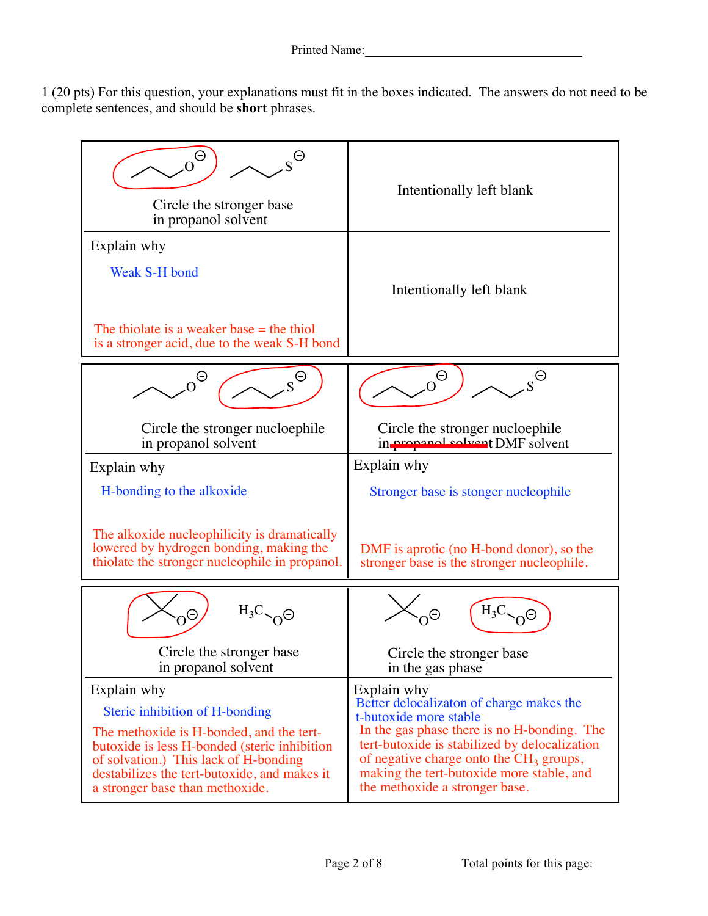Printed Name:______________________________

1 (20 pts) For this question, your explanations must fit in the boxes indicated. The answers do not need to be complete sentences, and should be **short** phrases.

| Circle the stronger base in propanol solvent (circled: propoxide, $CH_3CH_2CH_2O^-$; other choice: propanethiolate, $CH_3CH_2CH_2S^-$) | Intentionally left blank |
|---|---|
| Explain why<br>Weak S-H bond<br>The thiolate is a weaker base = the thiol is a stronger acid, due to the weak S-H bond | Intentionally left blank |

| Circle the stronger nucleophile in propanol solvent (circled: propanethiolate, $CH_3CH_2CH_2S^-$; other choice: propoxide, $CH_3CH_2CH_2O^-$) | Circle the stronger nucleophile in ~~propanol solvent~~ DMF solvent (circled: propoxide, $CH_3CH_2CH_2O^-$; other choice: propanethiolate, $CH_3CH_2CH_2S^-$) |
|---|---|
| Explain why<br>H-bonding to the alkoxide<br>The alkoxide nucleophilicity is dramatically lowered by hydrogen bonding, making the thiolate the stronger nucleophile in propanol. | Explain why<br>Stronger base is stonger nucleophile<br>DMF is aprotic (no H-bond donor), so the stronger base is the stronger nucleophile. |

| Circle the stronger base in propanol solvent (circled: tert-butoxide, $(CH_3)_3CO^-$; other choice: methoxide, $H_3C-O^-$) | Circle the stronger base in the gas phase (circled: methoxide, $H_3C-O^-$; other choice: tert-butoxide, $(CH_3)_3CO^-$) |
|---|---|
| Explain why<br>Steric inhibition of H-bonding<br>The methoxide is H-bonded, and the tert-butoxide is less H-bonded (steric inhibition of solvation.) This lack of H-bonding destabilizes the tert-butoxide, and makes it a stronger base than methoxide. | Explain why<br>Better delocalizaton of charge makes the t-butoxide more stable<br>In the gas phase there is no H-bonding. The tert-butoxide is stabilized by delocalization of negative charge onto the $CH_3$ groups, making the tert-butoxide more stable, and the methoxide a stronger base. |

Total points for this page: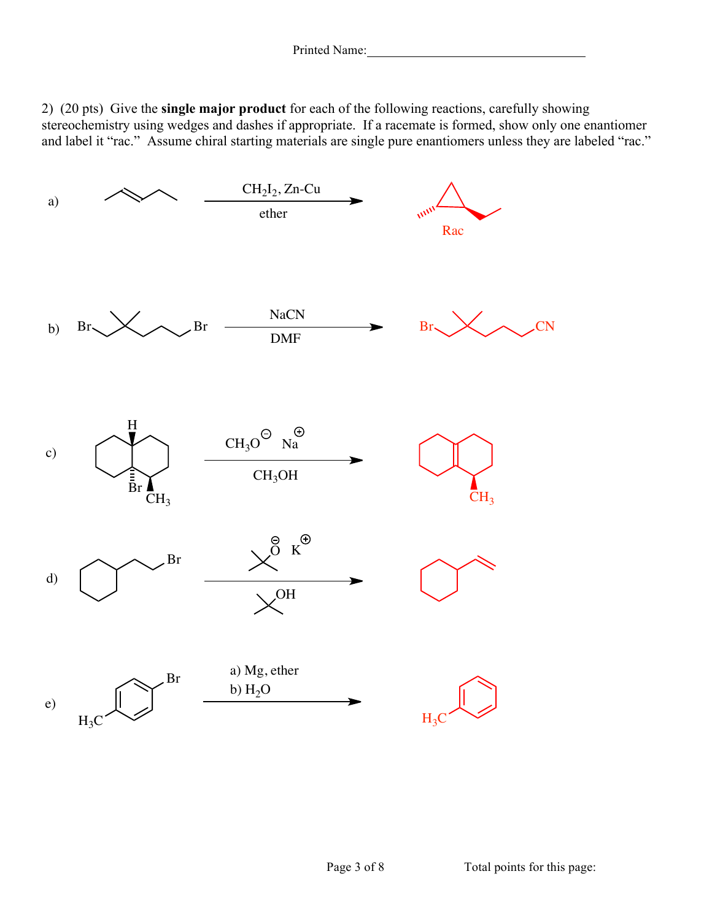Printed Name:\_\_\_\_\_\_\_\_\_\_\_\_\_\_\_\_\_\_\_\_\_\_\_\_\_\_\_\_\_\_\_\_\_\_

2) (20 pts) Give the **single major product** for each of the following reactions, carefully showing stereochemistry using wedges and dashes if appropriate. If a racemate is formed, show only one enantiomer and label it "rac." Assume chiral starting materials are single pure enantiomers unless they are labeled "rac."

a) $CH_2I_2$, Zn-Cu / ether

Rac

b) Br Br — NaCN / DMF → Br CN

c) H Br $CH_3$ — $CH_3O^{\ominus}$ $Na^{\oplus}$ / $CH_3OH$ → $CH_3$

d) Br — $O^{\ominus}$ $K^{\oplus}$ / OH

e) $H_3C$ Br — a) Mg, ether b) $H_2O$ → $H_3C$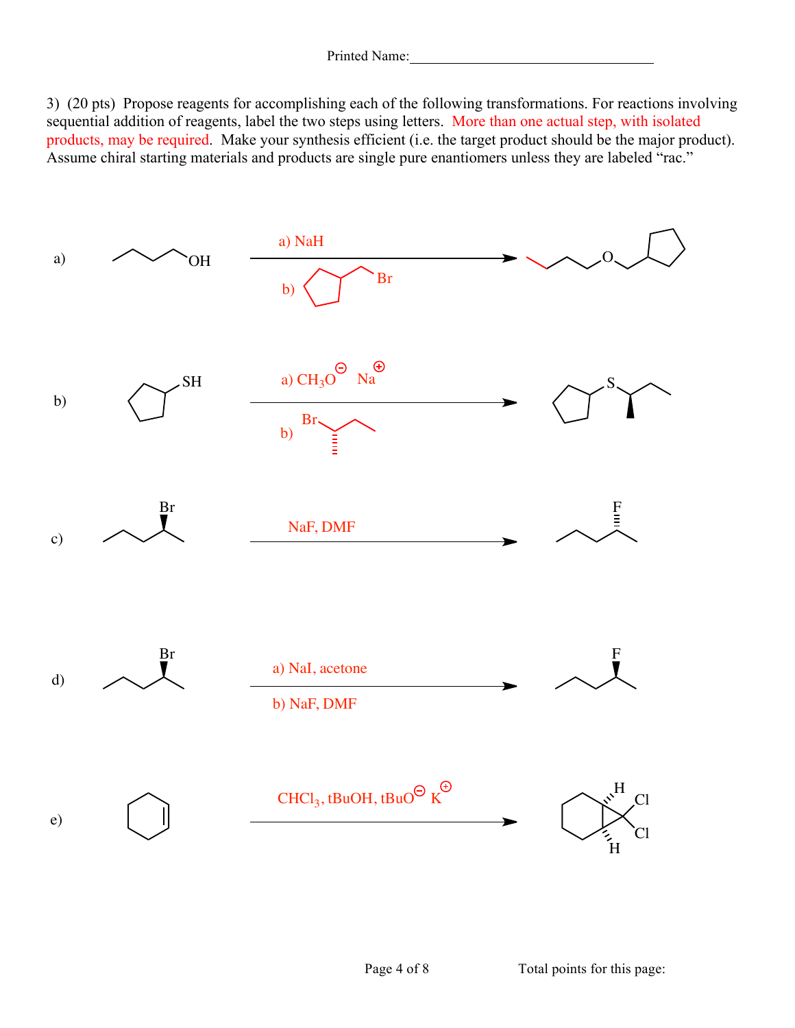Printed Name:_______________________________

3) (20 pts) Propose reagents for accomplishing each of the following transformations. For reactions involving sequential addition of reagents, label the two steps using letters. More than one actual step, with isolated products, may be required. Make your synthesis efficient (i.e. the target product should be the major product). Assume chiral starting materials and products are single pure enantiomers unless they are labeled "rac."

a) 

a) NaH

b) (bromomethyl)cyclopentane ($Br$)

b) 

a) $CH_3O^{\ominus}$ $Na^{\oplus}$

b) $Br$ (2-bromobutane)

c) 

NaF, DMF

d) 

a) NaI, acetone

b) NaF, DMF

e) 

$CHCl_3$, tBuOH, $tBuO^{\ominus}$ $K^{\oplus}$

H, Cl, Cl, H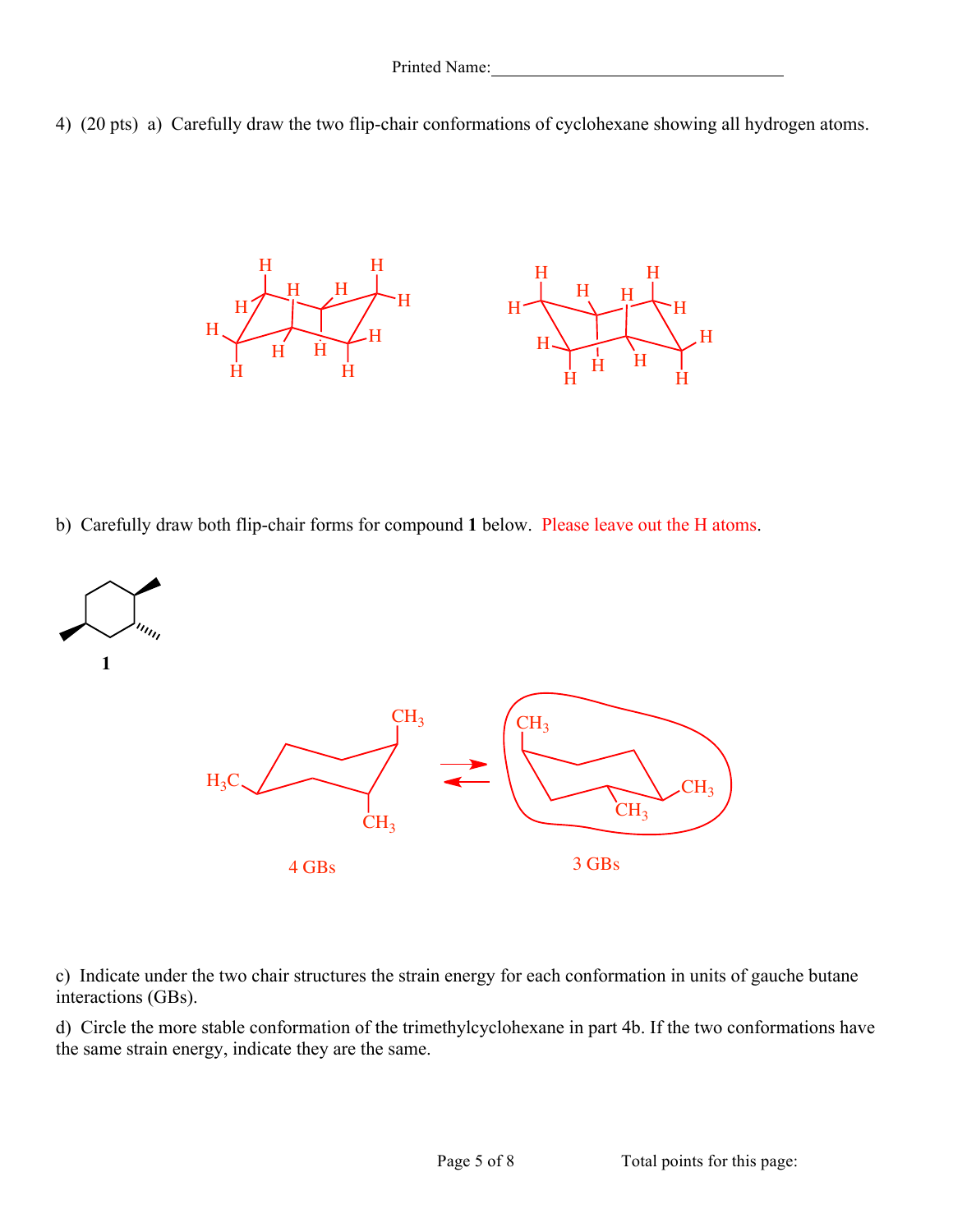Printed Name:\_\_\_\_\_\_\_\_\_\_\_\_\_\_\_\_\_\_\_\_\_\_\_\_\_\_\_\_\_\_\_\_\_\_

4) (20 pts) a) Carefully draw the two flip-chair conformations of cyclohexane showing all hydrogen atoms.

b) Carefully draw both flip-chair forms for compound **1** below. Please leave out the H atoms.

**1**

$H_3C$ $CH_3$ $CH_3$ $CH_3$ $CH_3$ $CH_3$

4 GBs 3 GBs

c) Indicate under the two chair structures the strain energy for each conformation in units of gauche butane interactions (GBs).

d) Circle the more stable conformation of the trimethylcyclohexane in part 4b. If the two conformations have the same strain energy, indicate they are the same.

Total points for this page: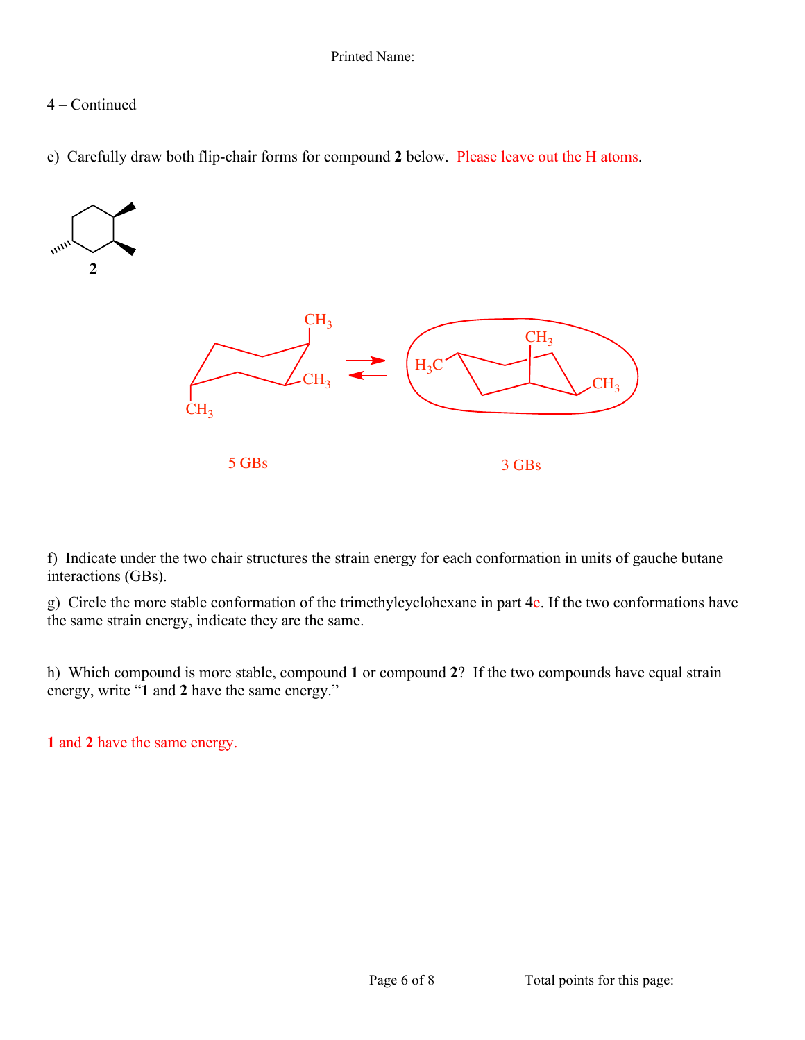Printed Name:___________________________________

4 – Continued

e) Carefully draw both flip-chair forms for compound **2** below. Please leave out the H atoms.

**2**

$CH_3$ $CH_3$ $CH_3$ ⇄ $H_3C$ $CH_3$ $CH_3$

5 GBs 3 GBs

f) Indicate under the two chair structures the strain energy for each conformation in units of gauche butane interactions (GBs).

g) Circle the more stable conformation of the trimethylcyclohexane in part 4e. If the two conformations have the same strain energy, indicate they are the same.

h) Which compound is more stable, compound **1** or compound **2**? If the two compounds have equal strain energy, write "**1** and **2** have the same energy."

**1** and **2** have the same energy.

Total points for this page: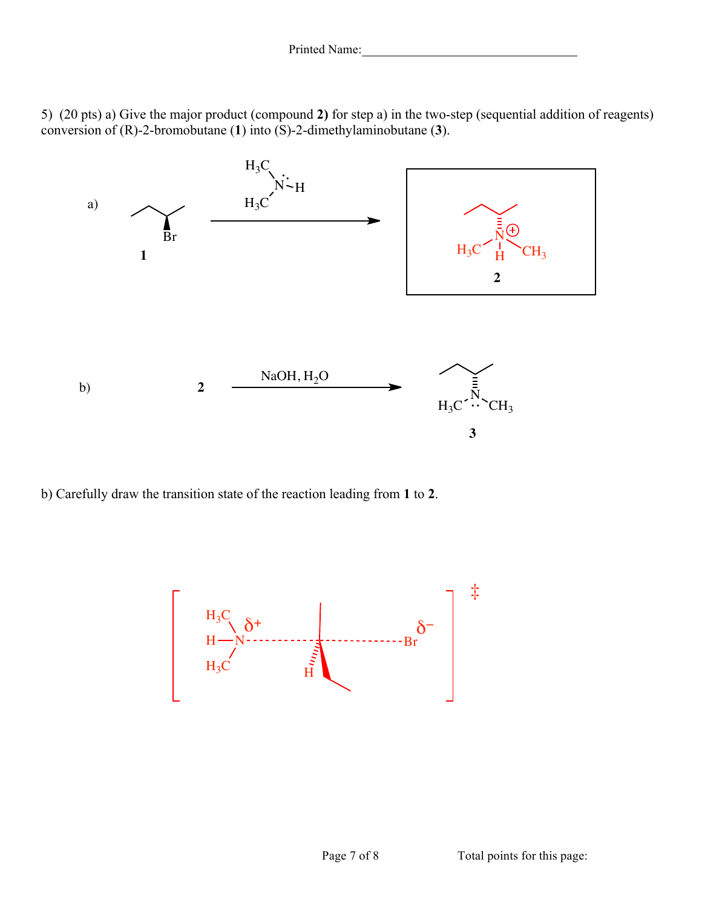Printed Name:____________________________________

5) (20 pts) a) Give the major product (compound **2)** for step a) in the two-step (sequential addition of reagents) conversion of (R)-2-bromobutane (**1**) into (S)-2-dimethylaminobutane (**3**).

a) **1** $\xrightarrow{(H_3C)_2NH}$ **2**

b) **2** $\xrightarrow{NaOH,\ H_2O}$ **3**

b) Carefully draw the transition state of the reaction leading from **1** to **2**.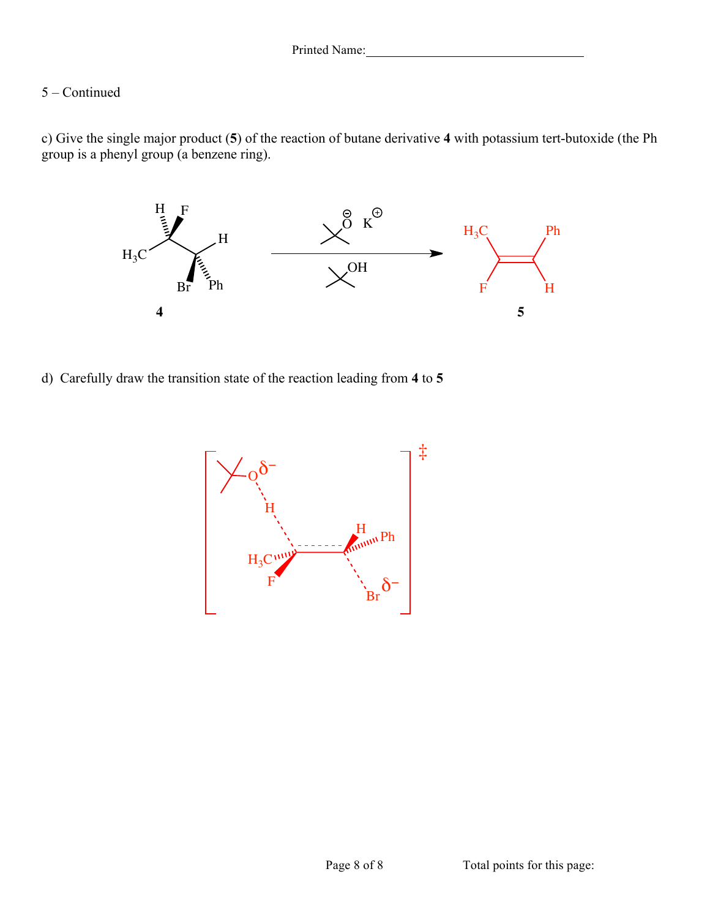Printed Name:\_\_\_\_\_\_\_\_\_\_\_\_\_\_\_\_\_\_\_\_\_\_\_\_\_\_\_\_\_\_\_\_\_\_\_

5 – Continued

c) Give the single major product (**5**) of the reaction of butane derivative **4** with potassium tert-butoxide (the Ph group is a phenyl group (a benzene ring).

$H_3C$ H F H Br Ph

**4**

$\overset{\ominus}{O}$ $K^{\oplus}$

OH

$H_3C$ Ph F H

**5**

d) Carefully draw the transition state of the reaction leading from **4** to **5**

O δ− H $H_3C$ F H Ph Br δ− ‡

Total points for this page: